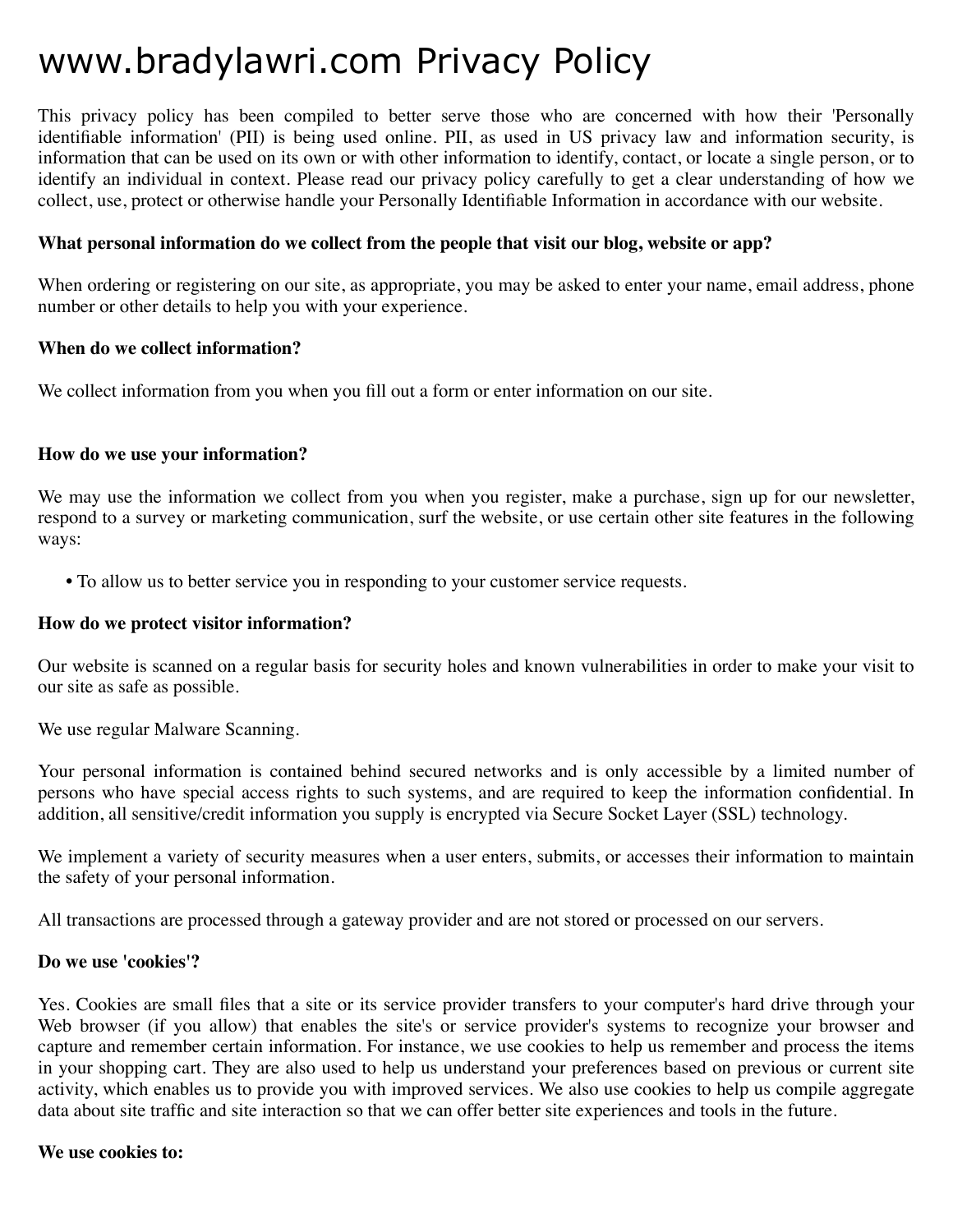# www.bradylawri.com Privacy Policy

This privacy policy has been compiled to better serve those who are concerned with how their 'Personally identifiable information' (PII) is being used online. PII, as used in US privacy law and information security, is information that can be used on its own or with other information to identify, contact, or locate a single person, or to identify an individual in context. Please read our privacy policy carefully to get a clear understanding of how we collect, use, protect or otherwise handle your Personally Identifiable Information in accordance with our website.

**What personal information do we collect from the people that visit our blog, website or app?**

When ordering or registering on our site, as appropriate, you may be asked to enter your name, email address, phone number or other details to help you with your experience.

**When do we collect information?**

We collect information from you when you fill out a form or enter information on our site.

**How do we use your information?**

We may use the information we collect from you when you register, make a purchase, sign up for our newsletter, respond to a survey or marketing communication, surf the website, or use certain other site features in the following ways:

- To allow us to better service you in responding to your customer service requests.

**How do we protect visitor information?**

Our website is scanned on a regular basis for security holes and known vulnerabilities in order to make your visit to our site as safe as possible.

We use regular Malware Scanning.

Your personal information is contained behind secured networks and is only accessible by a limited number of persons who have special access rights to such systems, and are required to keep the information confidential. In addition, all sensitive/credit information you supply is encrypted via Secure Socket Layer (SSL) technology.

We implement a variety of security measures when a user enters, submits, or accesses their information to maintain the safety of your personal information.

All transactions are processed through a gateway provider and are not stored or processed on our servers.

**Do we use 'cookies'?**

Yes. Cookies are small files that a site or its service provider transfers to your computer's hard drive through your Web browser (if you allow) that enables the site's or service provider's systems to recognize your browser and capture and remember certain information. For instance, we use cookies to help us remember and process the items in your shopping cart. They are also used to help us understand your preferences based on previous or current site activity, which enables us to provide you with improved services. We also use cookies to help us compile aggregate data about site traffic and site interaction so that we can offer better site experiences and tools in the future.

**We use cookies to:**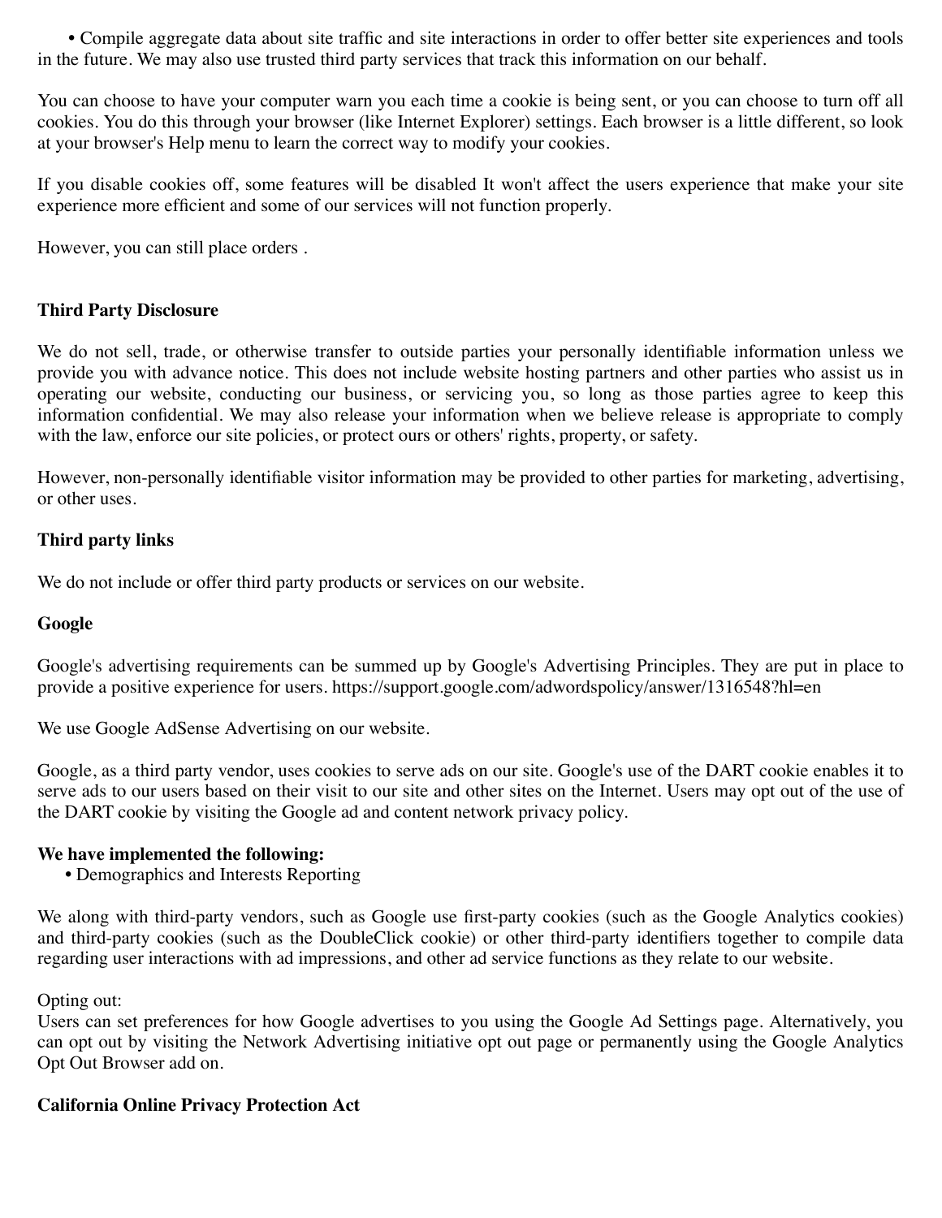- Compile aggregate data about site traffic and site interactions in order to offer better site experiences and tools in the future. We may also use trusted third party services that track this information on our behalf.

You can choose to have your computer warn you each time a cookie is being sent, or you can choose to turn off all cookies. You do this through your browser (like Internet Explorer) settings. Each browser is a little different, so look at your browser's Help menu to learn the correct way to modify your cookies.

If you disable cookies off, some features will be disabled It won't affect the users experience that make your site experience more efficient and some of our services will not function properly.

However, you can still place orders .

**Third Party Disclosure**

We do not sell, trade, or otherwise transfer to outside parties your personally identifiable information unless we provide you with advance notice. This does not include website hosting partners and other parties who assist us in operating our website, conducting our business, or servicing you, so long as those parties agree to keep this information confidential. We may also release your information when we believe release is appropriate to comply with the law, enforce our site policies, or protect ours or others' rights, property, or safety.

However, non-personally identifiable visitor information may be provided to other parties for marketing, advertising, or other uses.

**Third party links**

We do not include or offer third party products or services on our website.

**Google**

Google's advertising requirements can be summed up by Google's Advertising Principles. They are put in place to provide a positive experience for users. https://support.google.com/adwordspolicy/answer/1316548?hl=en

We use Google AdSense Advertising on our website.

Google, as a third party vendor, uses cookies to serve ads on our site. Google's use of the DART cookie enables it to serve ads to our users based on their visit to our site and other sites on the Internet. Users may opt out of the use of the DART cookie by visiting the Google ad and content network privacy policy.

**We have implemented the following:**

- Demographics and Interests Reporting

We along with third-party vendors, such as Google use first-party cookies (such as the Google Analytics cookies) and third-party cookies (such as the DoubleClick cookie) or other third-party identifiers together to compile data regarding user interactions with ad impressions, and other ad service functions as they relate to our website.

Opting out:
Users can set preferences for how Google advertises to you using the Google Ad Settings page. Alternatively, you can opt out by visiting the Network Advertising initiative opt out page or permanently using the Google Analytics Opt Out Browser add on.

**California Online Privacy Protection Act**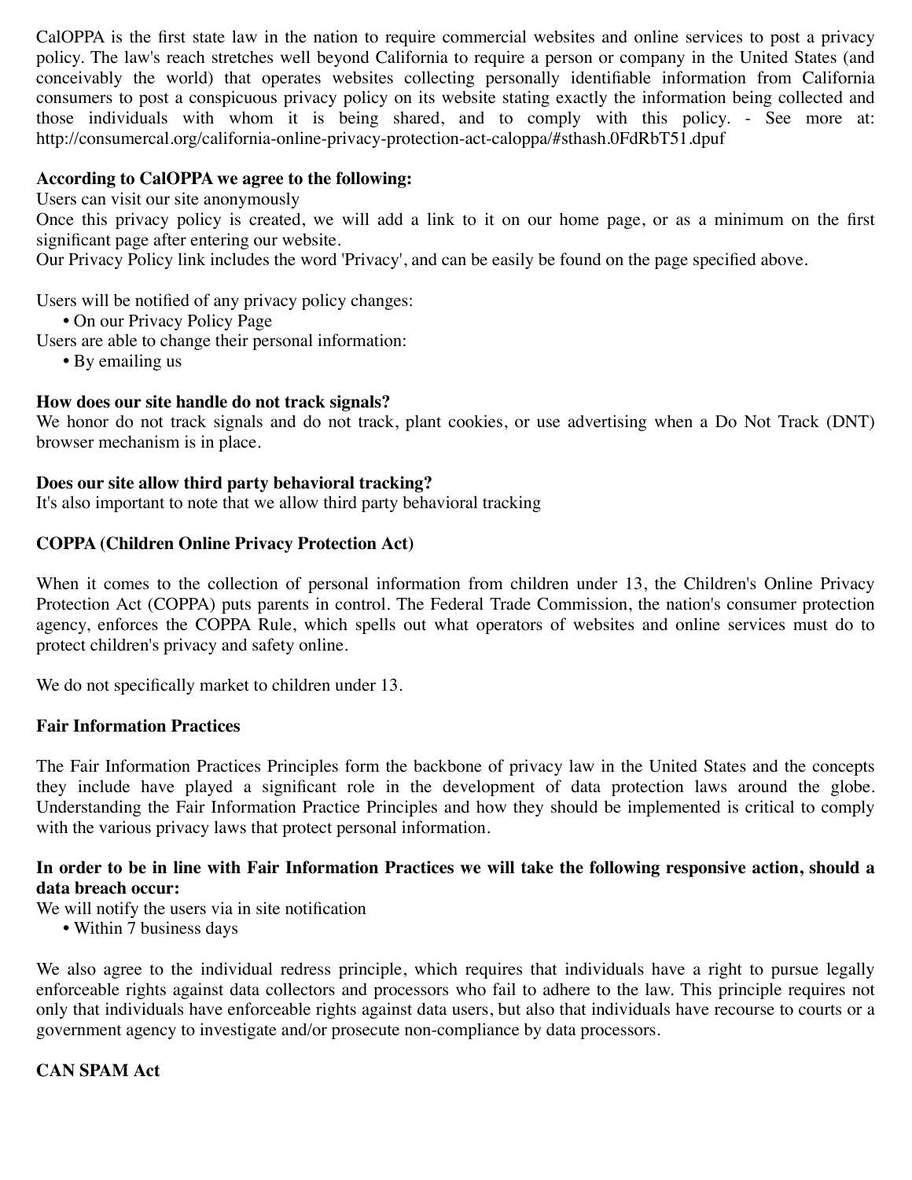CalOPPA is the first state law in the nation to require commercial websites and online services to post a privacy policy. The law's reach stretches well beyond California to require a person or company in the United States (and conceivably the world) that operates websites collecting personally identifiable information from California consumers to post a conspicuous privacy policy on its website stating exactly the information being collected and those individuals with whom it is being shared, and to comply with this policy. - See more at: http://consumercal.org/california-online-privacy-protection-act-caloppa/#sthash.0FdRbT51.dpuf

**According to CalOPPA we agree to the following:**
Users can visit our site anonymously
Once this privacy policy is created, we will add a link to it on our home page, or as a minimum on the first significant page after entering our website.
Our Privacy Policy link includes the word 'Privacy', and can be easily be found on the page specified above.

Users will be notified of any privacy policy changes:

- On our Privacy Policy Page

Users are able to change their personal information:

- By emailing us

**How does our site handle do not track signals?**
We honor do not track signals and do not track, plant cookies, or use advertising when a Do Not Track (DNT) browser mechanism is in place.

**Does our site allow third party behavioral tracking?**
It's also important to note that we allow third party behavioral tracking

**COPPA (Children Online Privacy Protection Act)**

When it comes to the collection of personal information from children under 13, the Children's Online Privacy Protection Act (COPPA) puts parents in control. The Federal Trade Commission, the nation's consumer protection agency, enforces the COPPA Rule, which spells out what operators of websites and online services must do to protect children's privacy and safety online.

We do not specifically market to children under 13.

**Fair Information Practices**

The Fair Information Practices Principles form the backbone of privacy law in the United States and the concepts they include have played a significant role in the development of data protection laws around the globe. Understanding the Fair Information Practice Principles and how they should be implemented is critical to comply with the various privacy laws that protect personal information.

**In order to be in line with Fair Information Practices we will take the following responsive action, should a data breach occur:**
We will notify the users via in site notification

- Within 7 business days

We also agree to the individual redress principle, which requires that individuals have a right to pursue legally enforceable rights against data collectors and processors who fail to adhere to the law. This principle requires not only that individuals have enforceable rights against data users, but also that individuals have recourse to courts or a government agency to investigate and/or prosecute non-compliance by data processors.

**CAN SPAM Act**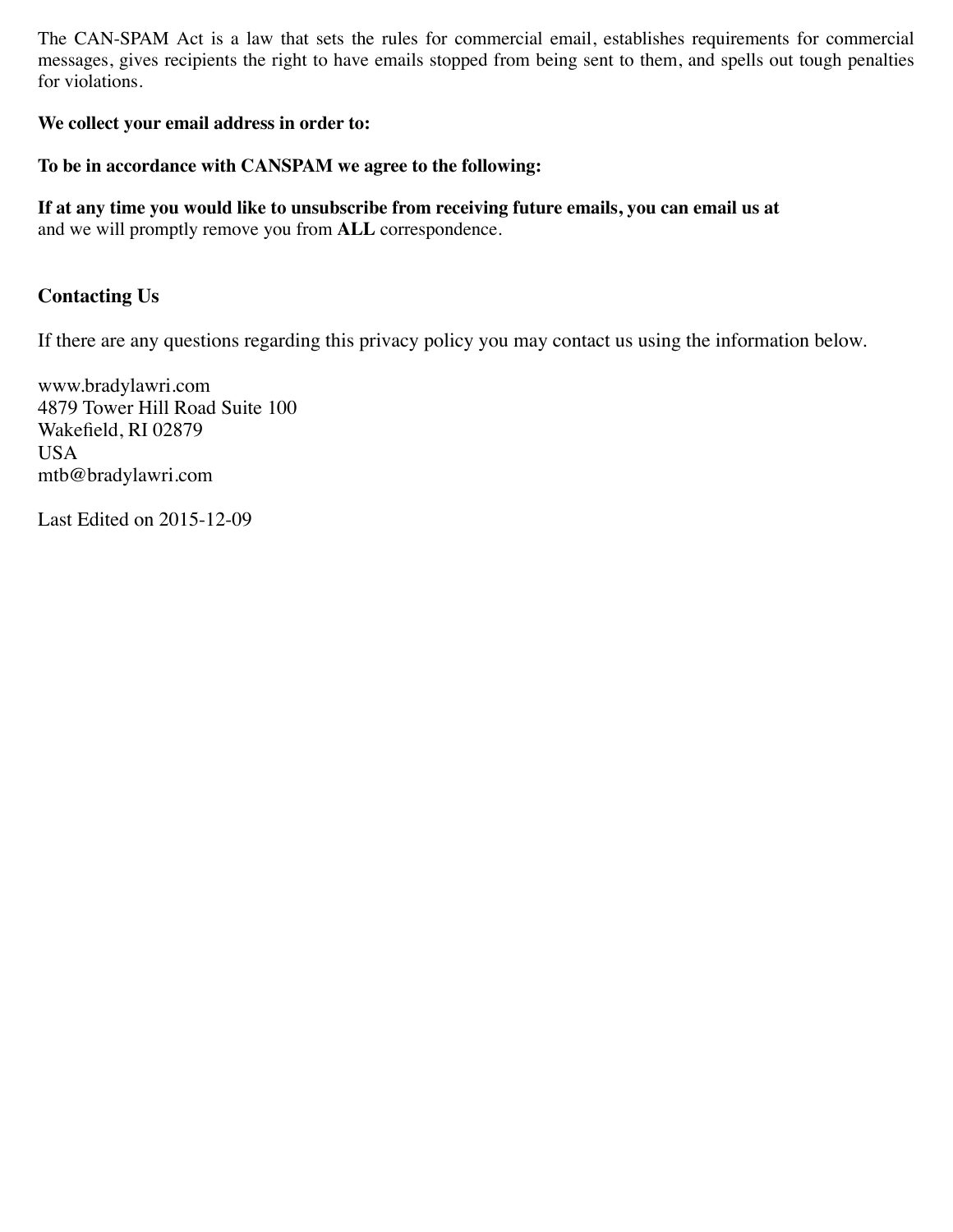The CAN-SPAM Act is a law that sets the rules for commercial email, establishes requirements for commercial messages, gives recipients the right to have emails stopped from being sent to them, and spells out tough penalties for violations.

**We collect your email address in order to:**

**To be in accordance with CANSPAM we agree to the following:**

**If at any time you would like to unsubscribe from receiving future emails, you can email us at**
and we will promptly remove you from **ALL** correspondence.

### Contacting Us

If there are any questions regarding this privacy policy you may contact us using the information below.

www.bradylawri.com
4879 Tower Hill Road Suite 100
Wakefield, RI 02879
USA
mtb@bradylawri.com

Last Edited on 2015-12-09